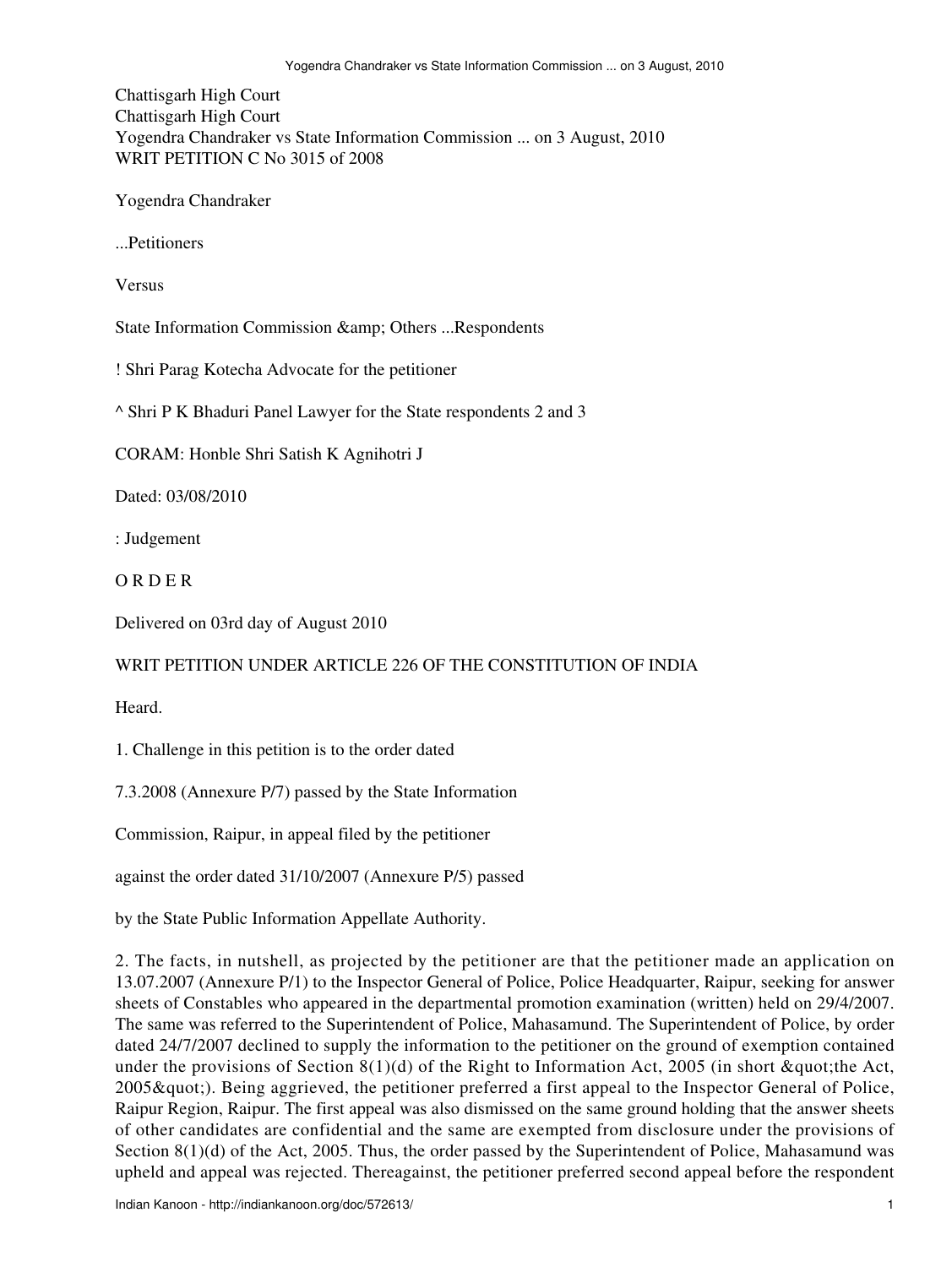Chattisgarh High Court
Chattisgarh High Court
Yogendra Chandraker vs State Information Commission ... on 3 August, 2010
WRIT PETITION C No 3015 of 2008

Yogendra Chandraker

...Petitioners

Versus

State Information Commission &amp; Others ...Respondents

! Shri Parag Kotecha Advocate for the petitioner

^ Shri P K Bhaduri Panel Lawyer for the State respondents 2 and 3

CORAM: Honble Shri Satish K Agnihotri J

Dated: 03/08/2010

: Judgement

O R D E R

Delivered on 03rd day of August 2010

WRIT PETITION UNDER ARTICLE 226 OF THE CONSTITUTION OF INDIA

Heard.

1. Challenge in this petition is to the order dated

7.3.2008 (Annexure P/7) passed by the State Information

Commission, Raipur, in appeal filed by the petitioner

against the order dated 31/10/2007 (Annexure P/5) passed

by the State Public Information Appellate Authority.

2. The facts, in nutshell, as projected by the petitioner are that the petitioner made an application on 13.07.2007 (Annexure P/1) to the Inspector General of Police, Police Headquarter, Raipur, seeking for answer sheets of Constables who appeared in the departmental promotion examination (written) held on 29/4/2007. The same was referred to the Superintendent of Police, Mahasamund. The Superintendent of Police, by order dated 24/7/2007 declined to supply the information to the petitioner on the ground of exemption contained under the provisions of Section 8(1)(d) of the Right to Information Act, 2005 (in short &quot;the Act, 2005&quot;). Being aggrieved, the petitioner preferred a first appeal to the Inspector General of Police, Raipur Region, Raipur. The first appeal was also dismissed on the same ground holding that the answer sheets of other candidates are confidential and the same are exempted from disclosure under the provisions of Section 8(1)(d) of the Act, 2005. Thus, the order passed by the Superintendent of Police, Mahasamund was upheld and appeal was rejected. Thereagainst, the petitioner preferred second appeal before the respondent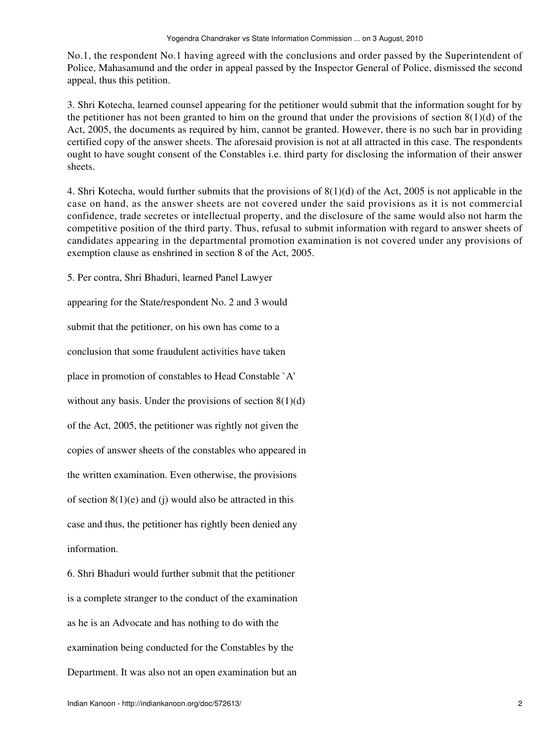No.1, the respondent No.1 having agreed with the conclusions and order passed by the Superintendent of Police, Mahasamund and the order in appeal passed by the Inspector General of Police, dismissed the second appeal, thus this petition.

3. Shri Kotecha, learned counsel appearing for the petitioner would submit that the information sought for by the petitioner has not been granted to him on the ground that under the provisions of section 8(1)(d) of the Act, 2005, the documents as required by him, cannot be granted. However, there is no such bar in providing certified copy of the answer sheets. The aforesaid provision is not at all attracted in this case. The respondents ought to have sought consent of the Constables i.e. third party for disclosing the information of their answer sheets.

4. Shri Kotecha, would further submits that the provisions of 8(1)(d) of the Act, 2005 is not applicable in the case on hand, as the answer sheets are not covered under the said provisions as it is not commercial confidence, trade secretes or intellectual property, and the disclosure of the same would also not harm the competitive position of the third party. Thus, refusal to submit information with regard to answer sheets of candidates appearing in the departmental promotion examination is not covered under any provisions of exemption clause as enshrined in section 8 of the Act, 2005.

5. Per contra, Shri Bhaduri, learned Panel Lawyer appearing for the State/respondent No. 2 and 3 would submit that the petitioner, on his own has come to a conclusion that some fraudulent activities have taken place in promotion of constables to Head Constable `A' without any basis. Under the provisions of section 8(1)(d) of the Act, 2005, the petitioner was rightly not given the copies of answer sheets of the constables who appeared in the written examination. Even otherwise, the provisions of section 8(1)(e) and (j) would also be attracted in this case and thus, the petitioner has rightly been denied any information.

6. Shri Bhaduri would further submit that the petitioner is a complete stranger to the conduct of the examination as he is an Advocate and has nothing to do with the examination being conducted for the Constables by the Department. It was also not an open examination but an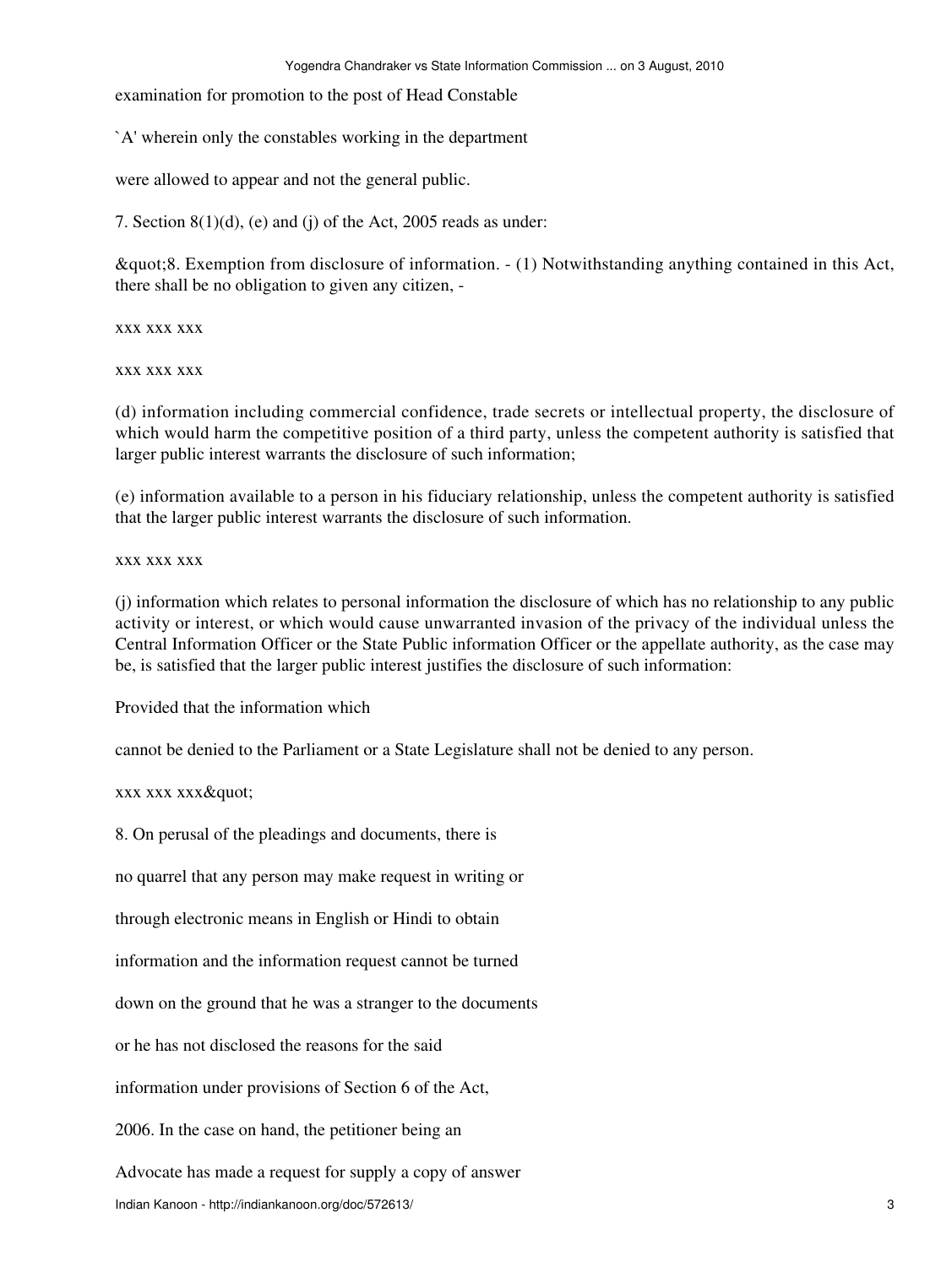examination for promotion to the post of Head Constable

`A' wherein only the constables working in the department

were allowed to appear and not the general public.

7. Section 8(1)(d), (e) and (j) of the Act, 2005 reads as under:

&quot;8. Exemption from disclosure of information. - (1) Notwithstanding anything contained in this Act, there shall be no obligation to given any citizen, -

xxx xxx xxx

xxx xxx xxx

(d) information including commercial confidence, trade secrets or intellectual property, the disclosure of which would harm the competitive position of a third party, unless the competent authority is satisfied that larger public interest warrants the disclosure of such information;

(e) information available to a person in his fiduciary relationship, unless the competent authority is satisfied that the larger public interest warrants the disclosure of such information.

xxx xxx xxx

(j) information which relates to personal information the disclosure of which has no relationship to any public activity or interest, or which would cause unwarranted invasion of the privacy of the individual unless the Central Information Officer or the State Public information Officer or the appellate authority, as the case may be, is satisfied that the larger public interest justifies the disclosure of such information:

Provided that the information which

cannot be denied to the Parliament or a State Legislature shall not be denied to any person.

xxx xxx xxx&quot;

8. On perusal of the pleadings and documents, there is

no quarrel that any person may make request in writing or

through electronic means in English or Hindi to obtain

information and the information request cannot be turned

down on the ground that he was a stranger to the documents

or he has not disclosed the reasons for the said

information under provisions of Section 6 of the Act,

2006. In the case on hand, the petitioner being an

Advocate has made a request for supply a copy of answer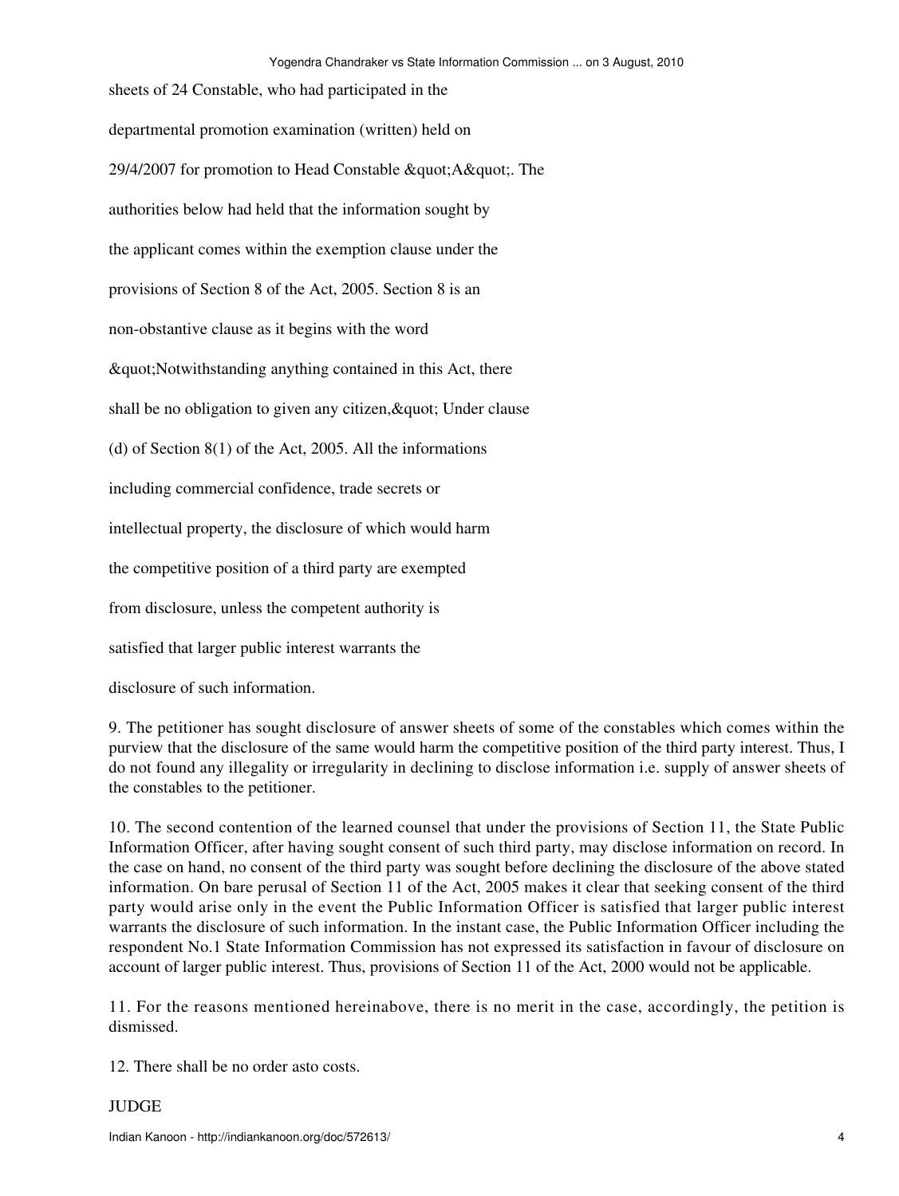sheets of 24 Constable, who had participated in the

departmental promotion examination (written) held on

29/4/2007 for promotion to Head Constable &quot;A&quot;. The

authorities below had held that the information sought by

the applicant comes within the exemption clause under the

provisions of Section 8 of the Act, 2005. Section 8 is an

non-obstantive clause as it begins with the word

&quot;Notwithstanding anything contained in this Act, there

shall be no obligation to given any citizen,&quot; Under clause

(d) of Section 8(1) of the Act, 2005. All the informations

including commercial confidence, trade secrets or

intellectual property, the disclosure of which would harm

the competitive position of a third party are exempted

from disclosure, unless the competent authority is

satisfied that larger public interest warrants the

disclosure of such information.

9. The petitioner has sought disclosure of answer sheets of some of the constables which comes within the purview that the disclosure of the same would harm the competitive position of the third party interest. Thus, I do not found any illegality or irregularity in declining to disclose information i.e. supply of answer sheets of the constables to the petitioner.

10. The second contention of the learned counsel that under the provisions of Section 11, the State Public Information Officer, after having sought consent of such third party, may disclose information on record. In the case on hand, no consent of the third party was sought before declining the disclosure of the above stated information. On bare perusal of Section 11 of the Act, 2005 makes it clear that seeking consent of the third party would arise only in the event the Public Information Officer is satisfied that larger public interest warrants the disclosure of such information. In the instant case, the Public Information Officer including the respondent No.1 State Information Commission has not expressed its satisfaction in favour of disclosure on account of larger public interest. Thus, provisions of Section 11 of the Act, 2000 would not be applicable.

11. For the reasons mentioned hereinabove, there is no merit in the case, accordingly, the petition is dismissed.

12. There shall be no order asto costs.

JUDGE